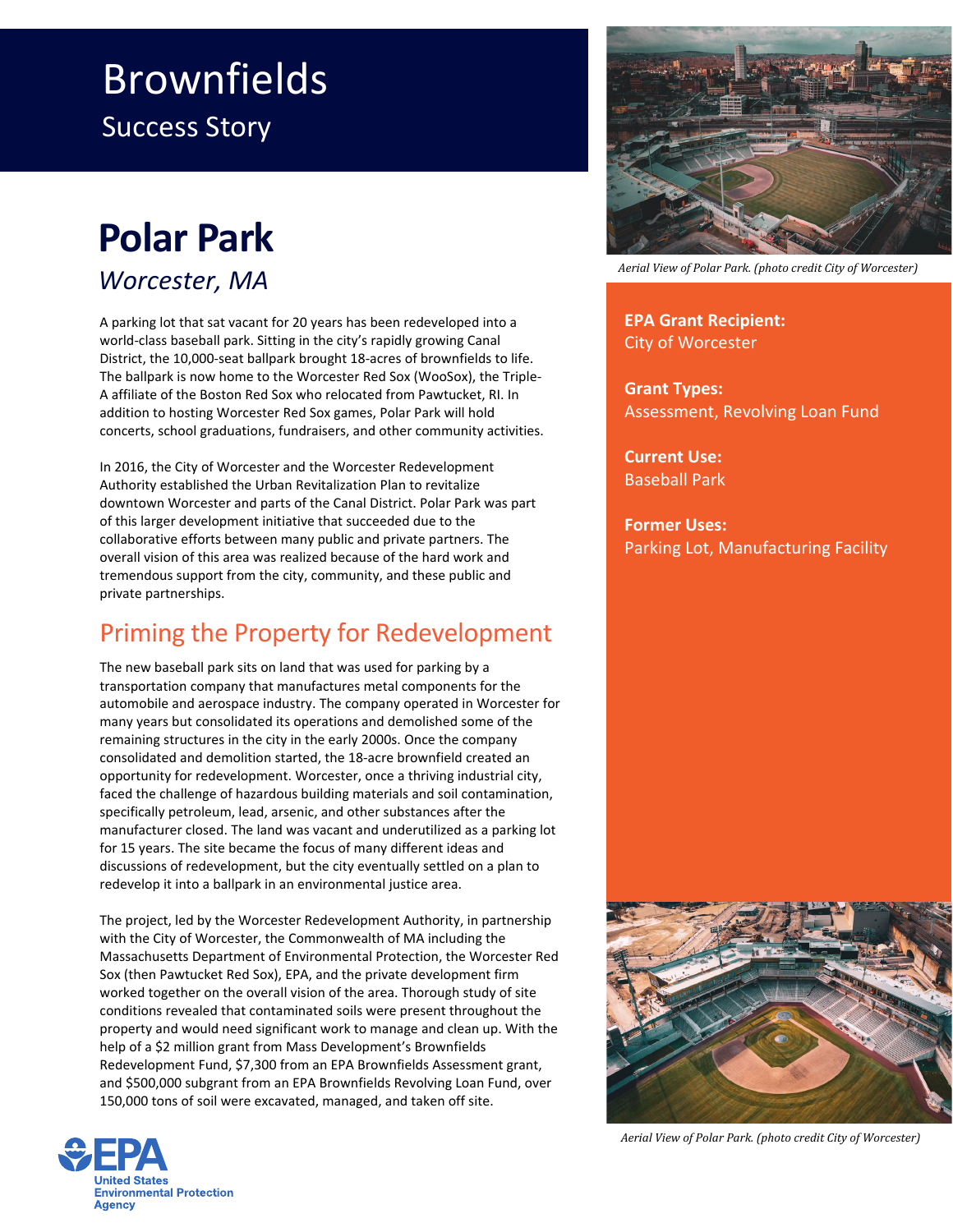# Brownfields

Success Story

## Polar Park

*Worcester, MA*

A parking lot that sat vacant for 20 years has been redeveloped into a world-class baseball park. Sitting in the city's rapidly growing Canal District, the 10,000-seat ballpark brought 18-acres of brownfields to life. The ballpark is now home to the Worcester Red Sox (WooSox), the Triple-A affiliate of the Boston Red Sox who relocated from Pawtucket, RI. In addition to hosting Worcester Red Sox games, Polar Park will hold concerts, school graduations, fundraisers, and other community activities.

In 2016, the City of Worcester and the Worcester Redevelopment Authority established the Urban Revitalization Plan to revitalize downtown Worcester and parts of the Canal District. Polar Park was part of this larger development initiative that succeeded due to the collaborative efforts between many public and private partners. The overall vision of this area was realized because of the hard work and tremendous support from the city, community, and these public and private partnerships.

### Priming the Property for Redevelopment

The new baseball park sits on land that was used for parking by a transportation company that manufactures metal components for the automobile and aerospace industry. The company operated in Worcester for many years but consolidated its operations and demolished some of the remaining structures in the city in the early 2000s. Once the company consolidated and demolition started, the 18-acre brownfield created an opportunity for redevelopment. Worcester, once a thriving industrial city, faced the challenge of hazardous building materials and soil contamination, specifically petroleum, lead, arsenic, and other substances after the manufacturer closed. The land was vacant and underutilized as a parking lot for 15 years. The site became the focus of many different ideas and discussions of redevelopment, but the city eventually settled on a plan to redevelop it into a ballpark in an environmental justice area.

The project, led by the Worcester Redevelopment Authority, in partnership with the City of Worcester, the Commonwealth of MA including the Massachusetts Department of Environmental Protection, the Worcester Red Sox (then Pawtucket Red Sox), EPA, and the private development firm worked together on the overall vision of the area. Thorough study of site conditions revealed that contaminated soils were present throughout the property and would need significant work to manage and clean up. With the help of a \$2 million grant from Mass Development's Brownfields Redevelopment Fund, \$7,300 from an EPA Brownfields Assessment grant, and \$500,000 subgrant from an EPA Brownfields Revolving Loan Fund, over 150,000 tons of soil were excavated, managed, and taken off site.

*Aerial View of Polar Park. (photo credit City of Worcester)*

**EPA Grant Recipient:**
City of Worcester

**Grant Types:**
Assessment, Revolving Loan Fund

**Current Use:**
Baseball Park

**Former Uses:**
Parking Lot, Manufacturing Facility

*Aerial View of Polar Park. (photo credit City of Worcester)*

EPA United States Environmental Protection Agency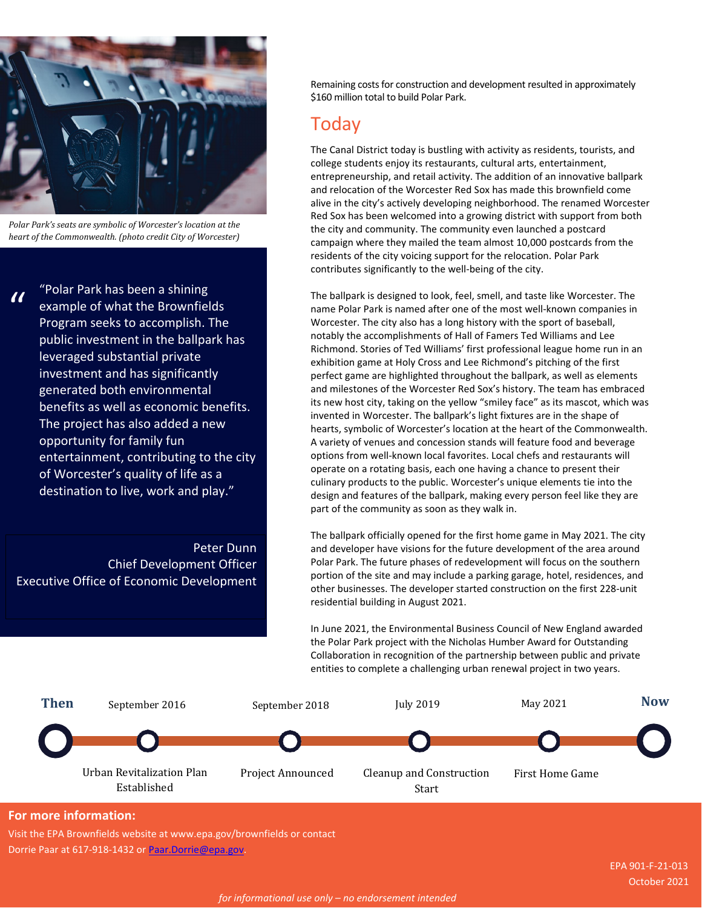*Polar Park's seats are symbolic of Worcester's location at the heart of the Commonwealth. (photo credit City of Worcester)*

> "Polar Park has been a shining example of what the Brownfields Program seeks to accomplish. The public investment in the ballpark has leveraged substantial private investment and has significantly generated both environmental benefits as well as economic benefits. The project has also added a new opportunity for family fun entertainment, contributing to the city of Worcester's quality of life as a destination to live, work and play."
>
> Peter Dunn
> Chief Development Officer
> Executive Office of Economic Development

Remaining costs for construction and development resulted in approximately $160 million total to build Polar Park.

## Today

The Canal District today is bustling with activity as residents, tourists, and college students enjoy its restaurants, cultural arts, entertainment, entrepreneurship, and retail activity. The addition of an innovative ballpark and relocation of the Worcester Red Sox has made this brownfield come alive in the city's actively developing neighborhood. The renamed Worcester Red Sox has been welcomed into a growing district with support from both the city and community. The community even launched a postcard campaign where they mailed the team almost 10,000 postcards from the residents of the city voicing support for the relocation. Polar Park contributes significantly to the well-being of the city.

The ballpark is designed to look, feel, smell, and taste like Worcester. The name Polar Park is named after one of the most well-known companies in Worcester. The city also has a long history with the sport of baseball, notably the accomplishments of Hall of Famers Ted Williams and Lee Richmond. Stories of Ted Williams' first professional league home run in an exhibition game at Holy Cross and Lee Richmond's pitching of the first perfect game are highlighted throughout the ballpark, as well as elements and milestones of the Worcester Red Sox's history. The team has embraced its new host city, taking on the yellow "smiley face" as its mascot, which was invented in Worcester. The ballpark's light fixtures are in the shape of hearts, symbolic of Worcester's location at the heart of the Commonwealth. A variety of venues and concession stands will feature food and beverage options from well-known local favorites. Local chefs and restaurants will operate on a rotating basis, each one having a chance to present their culinary products to the public. Worcester's unique elements tie into the design and features of the ballpark, making every person feel like they are part of the community as soon as they walk in.

The ballpark officially opened for the first home game in May 2021. The city and developer have visions for the future development of the area around Polar Park. The future phases of redevelopment will focus on the southern portion of the site and may include a parking garage, hotel, residences, and other businesses. The developer started construction on the first 228-unit residential building in August 2021.

In June 2021, the Environmental Business Council of New England awarded the Polar Park project with the Nicholas Humber Award for Outstanding Collaboration in recognition of the partnership between public and private entities to complete a challenging urban renewal project in two years.

**Then**

- September 2016 – Urban Revitalization Plan Established
- September 2018 – Project Announced
- July 2019 – Cleanup and Construction Start
- May 2021 – First Home Game

**Now**

**For more information:**

Visit the EPA Brownfields website at www.epa.gov/brownfields or contact Dorrie Paar at 617-918-1432 or Paar.Dorrie@epa.gov.

EPA 901-F-21-013
October 2021

*for informational use only – no endorsement intended*